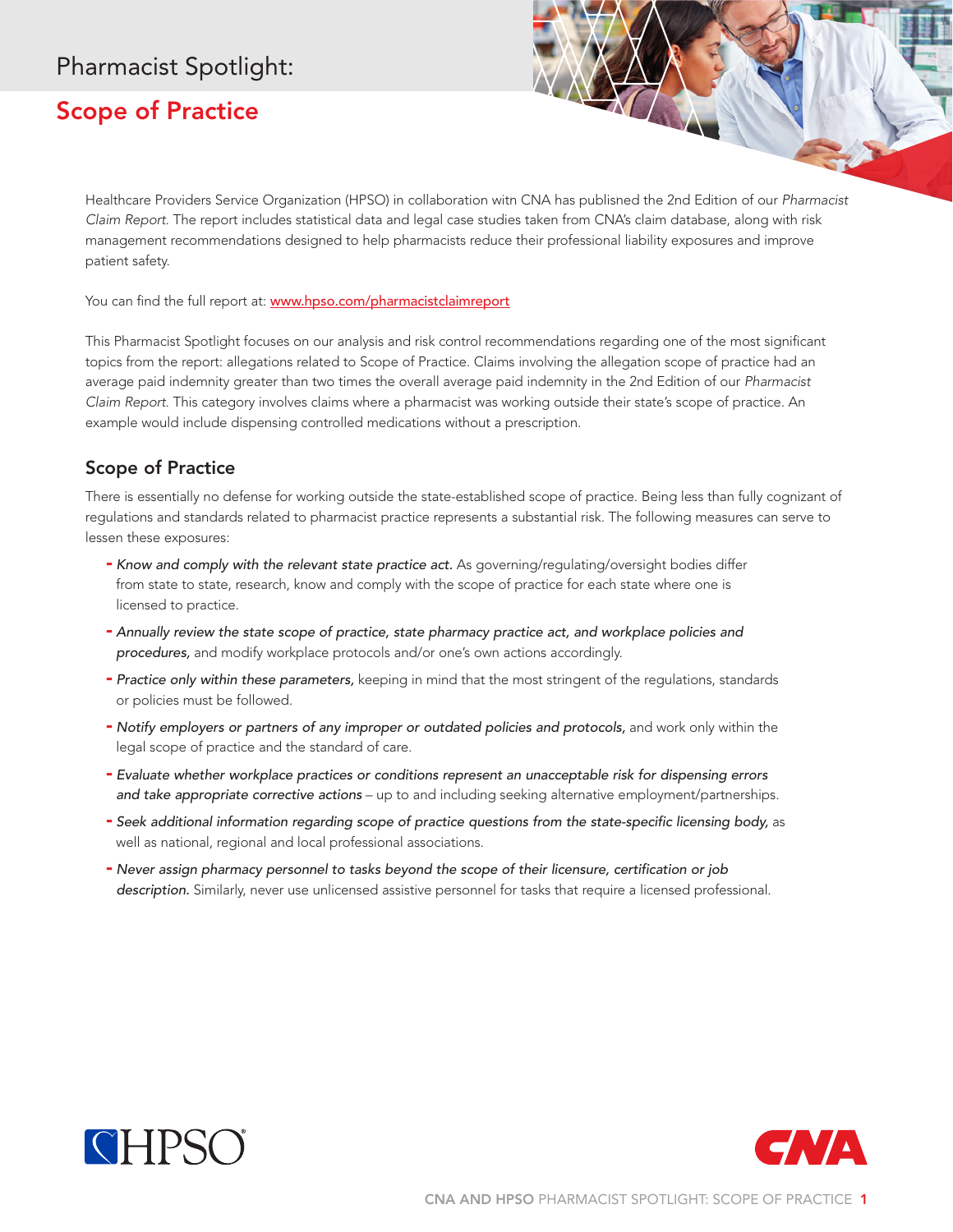# Pharmacist Spotlight:

## Scope of Practice

Healthcare Providers Service Organization (HPSO) in collaboration witn CNA has publisned the 2nd Edition of our *Pharmacist Claim Report*. The report includes statistical data and legal case studies taken from CNA's claim database, along with risk management recommendations designed to help pharmacists reduce their professional liability exposures and improve patient safety.

You can find the full report at: [www.hpso.com/pharmacistclaimreport](www.hpso.com/pharmacistclaimreport)

This Pharmacist Spotlight focuses on our analysis and risk control recommendations regarding one of the most significant topics from the report: allegations related to Scope of Practice. Claims involving the allegation scope of practice had an average paid indemnity greater than two times the overall average paid indemnity in the 2nd Edition of our *Pharmacist Claim Report*. This category involves claims where a pharmacist was working outside their state's scope of practice. An example would include dispensing controlled medications without a prescription.

### Scope of Practice

There is essentially no defense for working outside the state-established scope of practice. Being less than fully cognizant of regulations and standards related to pharmacist practice represents a substantial risk. The following measures can serve to lessen these exposures:

- *Know and comply with the relevant state practice act.* As governing/regulating/oversight bodies differ from state to state, research, know and comply with the scope of practice for each state where one is licensed to practice.
- *Annually review the state scope of practice, state pharmacy practice act, and workplace policies and procedures,* and modify workplace protocols and/or one's own actions accordingly.
- *Practice only within these parameters,* keeping in mind that the most stringent of the regulations, standards or policies must be followed.
- *Notify employers or partners of any improper or outdated policies and protocols,* and work only within the legal scope of practice and the standard of care.
- *Evaluate whether workplace practices or conditions represent an unacceptable risk for dispensing errors and take appropriate corrective actions* – up to and including seeking alternative employment/partnerships.
- *Seek additional information regarding scope of practice questions from the state-specific licensing body,* as well as national, regional and local professional associations.
- *Never assign pharmacy personnel to tasks beyond the scope of their licensure, certification or job description.* Similarly, never use unlicensed assistive personnel for tasks that require a licensed professional.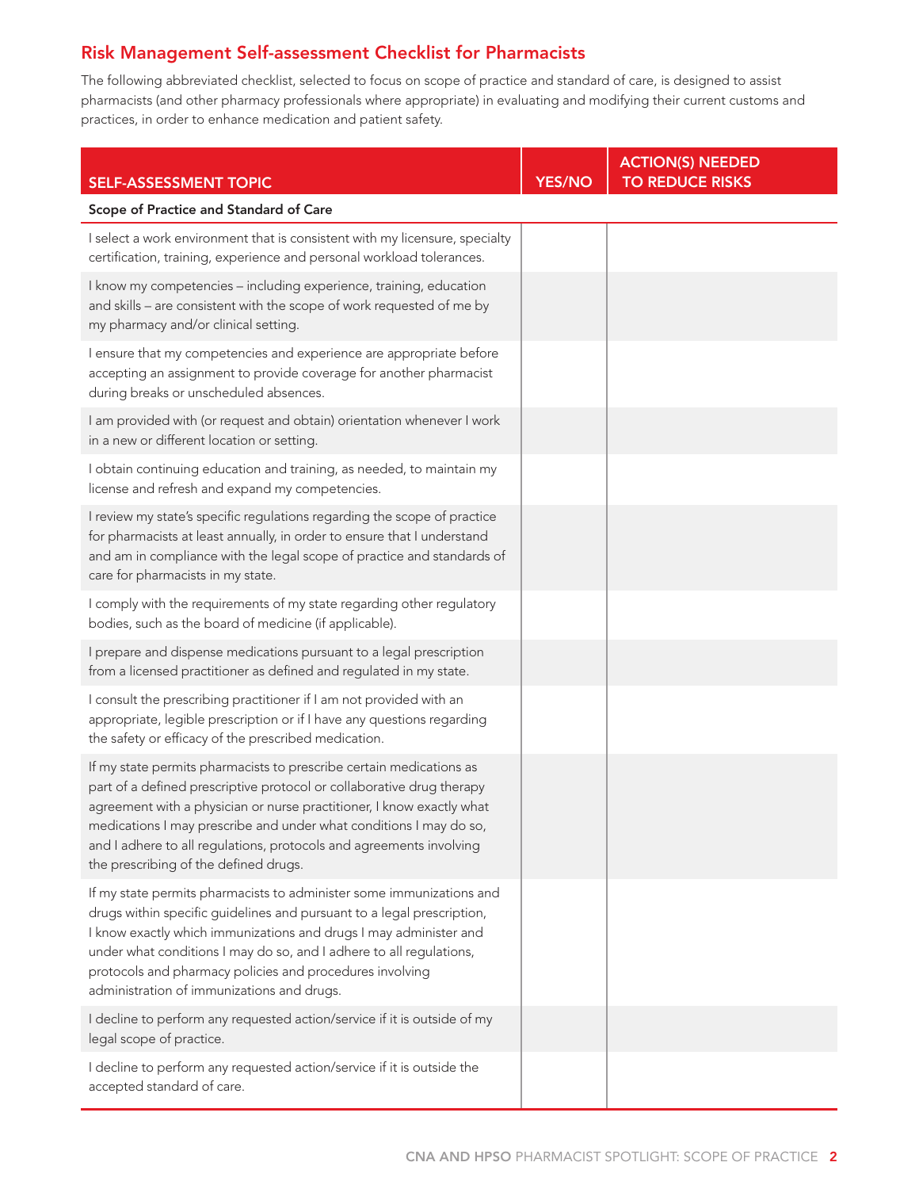## Risk Management Self-assessment Checklist for Pharmacists

The following abbreviated checklist, selected to focus on scope of practice and standard of care, is designed to assist pharmacists (and other pharmacy professionals where appropriate) in evaluating and modifying their current customs and practices, in order to enhance medication and patient safety.

| SELF-ASSESSMENT TOPIC | YES/NO | ACTION(S) NEEDED TO REDUCE RISKS |
|---|---|---|
| **Scope of Practice and Standard of Care** | | |
| I select a work environment that is consistent with my licensure, specialty certification, training, experience and personal workload tolerances. | | |
| I know my competencies – including experience, training, education and skills – are consistent with the scope of work requested of me by my pharmacy and/or clinical setting. | | |
| I ensure that my competencies and experience are appropriate before accepting an assignment to provide coverage for another pharmacist during breaks or unscheduled absences. | | |
| I am provided with (or request and obtain) orientation whenever I work in a new or different location or setting. | | |
| I obtain continuing education and training, as needed, to maintain my license and refresh and expand my competencies. | | |
| I review my state's specific regulations regarding the scope of practice for pharmacists at least annually, in order to ensure that I understand and am in compliance with the legal scope of practice and standards of care for pharmacists in my state. | | |
| I comply with the requirements of my state regarding other regulatory bodies, such as the board of medicine (if applicable). | | |
| I prepare and dispense medications pursuant to a legal prescription from a licensed practitioner as defined and regulated in my state. | | |
| I consult the prescribing practitioner if I am not provided with an appropriate, legible prescription or if I have any questions regarding the safety or efficacy of the prescribed medication. | | |
| If my state permits pharmacists to prescribe certain medications as part of a defined prescriptive protocol or collaborative drug therapy agreement with a physician or nurse practitioner, I know exactly what medications I may prescribe and under what conditions I may do so, and I adhere to all regulations, protocols and agreements involving the prescribing of the defined drugs. | | |
| If my state permits pharmacists to administer some immunizations and drugs within specific guidelines and pursuant to a legal prescription, I know exactly which immunizations and drugs I may administer and under what conditions I may do so, and I adhere to all regulations, protocols and pharmacy policies and procedures involving administration of immunizations and drugs. | | |
| I decline to perform any requested action/service if it is outside of my legal scope of practice. | | |
| I decline to perform any requested action/service if it is outside the accepted standard of care. | | |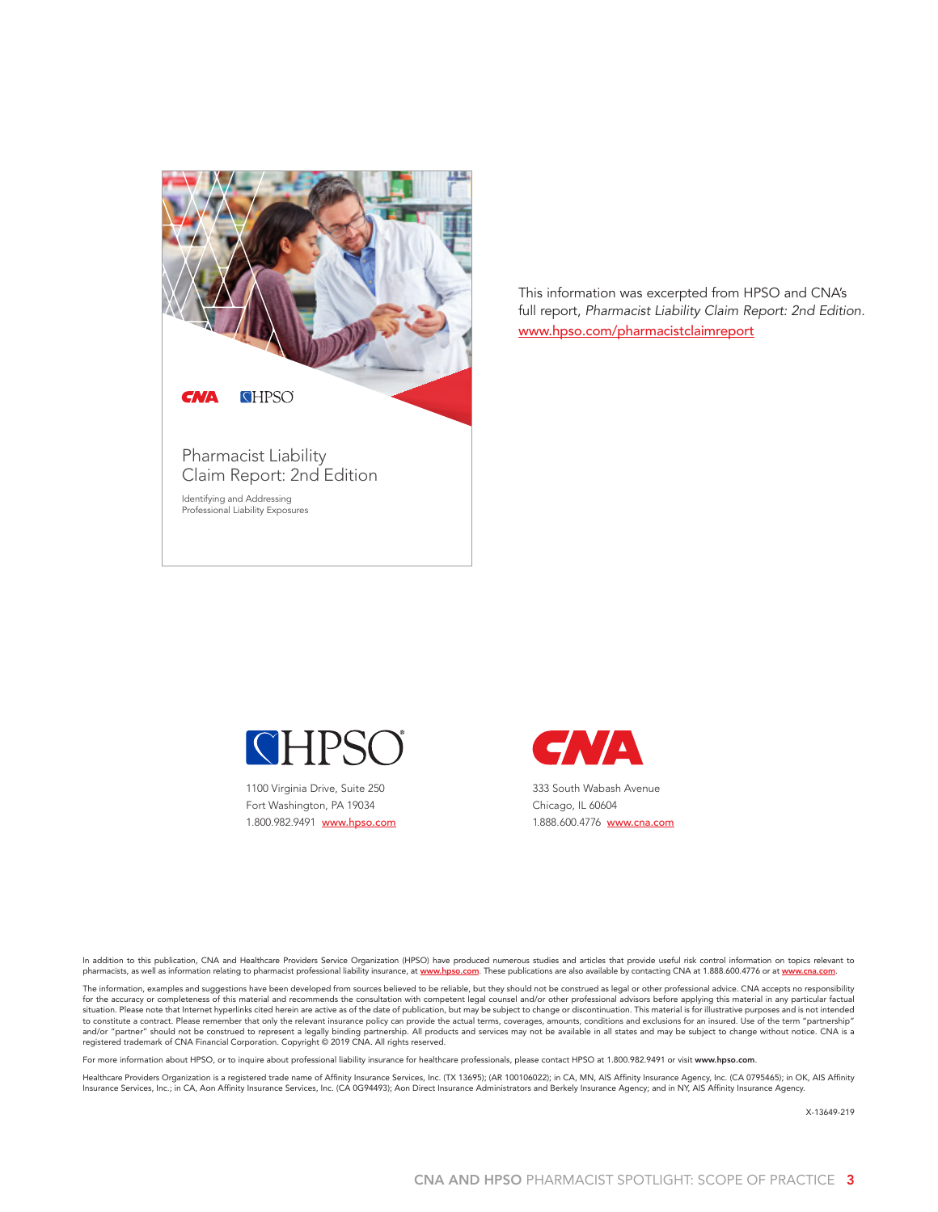CNA HPSO

Pharmacist Liability Claim Report: 2nd Edition

Identifying and Addressing Professional Liability Exposures

This information was excerpted from HPSO and CNA's full report, *Pharmacist Liability Claim Report: 2nd Edition*. www.hpso.com/pharmacistclaimreport

HPSO

1100 Virginia Drive, Suite 250
Fort Washington, PA 19034
1.800.982.9491 www.hpso.com

CNA

333 South Wabash Avenue
Chicago, IL 60604
1.888.600.4776 www.cna.com

In addition to this publication, CNA and Healthcare Providers Service Organization (HPSO) have produced numerous studies and articles that provide useful risk control information on topics relevant to pharmacists, as well as information relating to pharmacist professional liability insurance, at www.hpso.com. These publications are also available by contacting CNA at 1.888.600.4776 or at www.cna.com.

The information, examples and suggestions have been developed from sources believed to be reliable, but they should not be construed as legal or other professional advice. CNA accepts no responsibility for the accuracy or completeness of this material and recommends the consultation with competent legal counsel and/or other professional advisors before applying this material in any particular factual situation. Please note that Internet hyperlinks cited herein are active as of the date of publication, but may be subject to change or discontinuation. This material is for illustrative purposes and is not intended to constitute a contract. Please remember that only the relevant insurance policy can provide the actual terms, coverages, amounts, conditions and exclusions for an insured. Use of the term "partnership" and/or "partner" should not be construed to represent a legally binding partnership. All products and services may not be available in all states and may be subject to change without notice. CNA is a registered trademark of CNA Financial Corporation. Copyright © 2019 CNA. All rights reserved.

For more information about HPSO, or to inquire about professional liability insurance for healthcare professionals, please contact HPSO at 1.800.982.9491 or visit **www.hpso.com**.

Healthcare Providers Organization is a registered trade name of Affinity Insurance Services, Inc. (TX 13695); (AR 100106022); in CA, MN, AIS Affinity Insurance Agency, Inc. (CA 0795465); in OK, AIS Affinity Insurance Services, Inc.; in CA, Aon Affinity Insurance Services, Inc. (CA 0G94493); Aon Direct Insurance Administrators and Berkely Insurance Agency; and in NY, AIS Affinity Insurance Agency.

X-13649-219